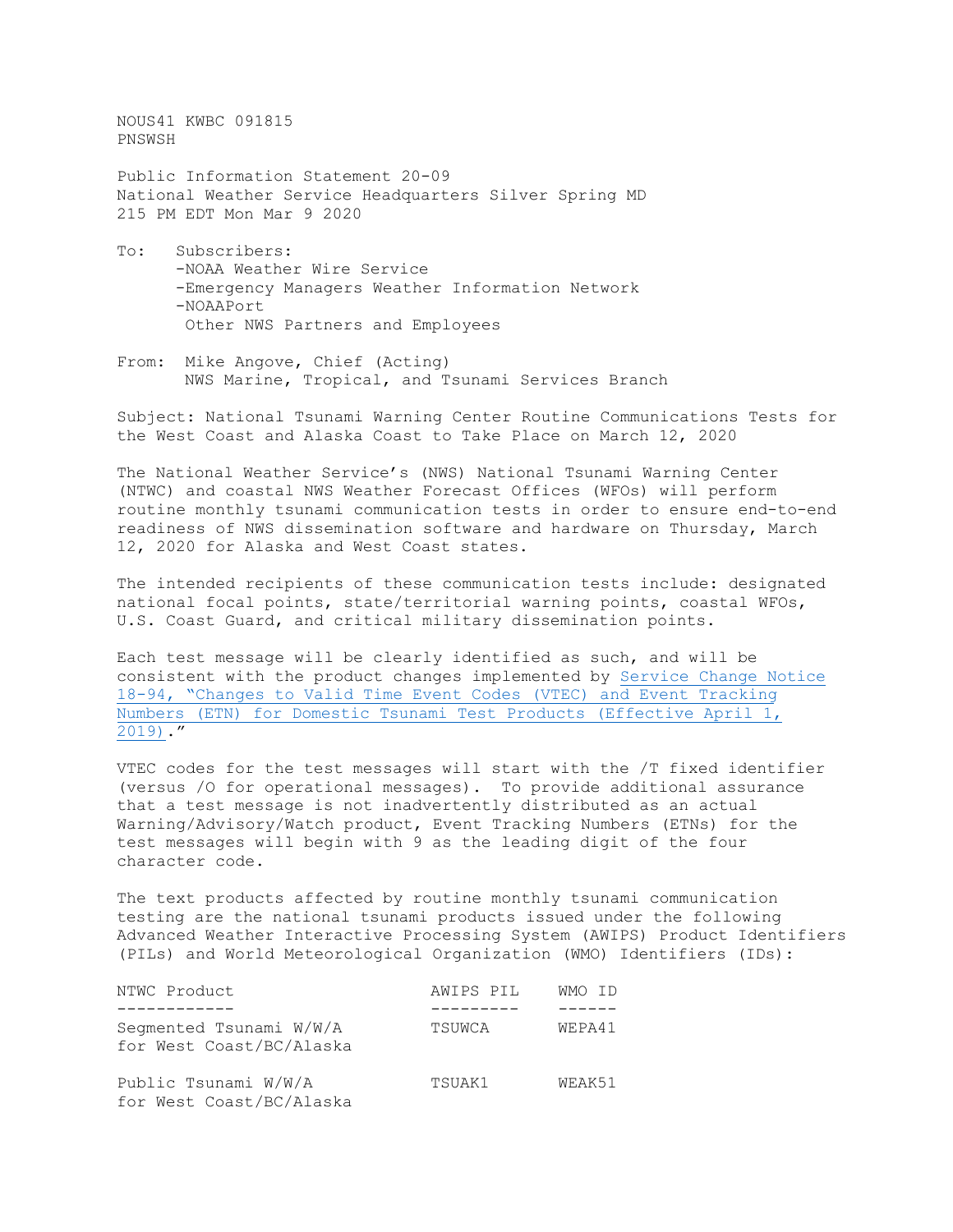NOUS41 KWBC 091815
PNSWSH

Public Information Statement 20-09
National Weather Service Headquarters Silver Spring MD
215 PM EDT Mon Mar 9 2020

To: Subscribers:
-NOAA Weather Wire Service
-Emergency Managers Weather Information Network
-NOAAPort
Other NWS Partners and Employees

From: Mike Angove, Chief (Acting)
NWS Marine, Tropical, and Tsunami Services Branch

Subject: National Tsunami Warning Center Routine Communications Tests for the West Coast and Alaska Coast to Take Place on March 12, 2020

The National Weather Service's (NWS) National Tsunami Warning Center (NTWC) and coastal NWS Weather Forecast Offices (WFOs) will perform routine monthly tsunami communication tests in order to ensure end-to-end readiness of NWS dissemination software and hardware on Thursday, March 12, 2020 for Alaska and West Coast states.

The intended recipients of these communication tests include: designated national focal points, state/territorial warning points, coastal WFOs, U.S. Coast Guard, and critical military dissemination points.

Each test message will be clearly identified as such, and will be consistent with the product changes implemented by Service Change Notice 18-94, "Changes to Valid Time Event Codes (VTEC) and Event Tracking Numbers (ETN) for Domestic Tsunami Test Products (Effective April 1, 2019)."

VTEC codes for the test messages will start with the /T fixed identifier (versus /O for operational messages). To provide additional assurance that a test message is not inadvertently distributed as an actual Warning/Advisory/Watch product, Event Tracking Numbers (ETNs) for the test messages will begin with 9 as the leading digit of the four character code.

The text products affected by routine monthly tsunami communication testing are the national tsunami products issued under the following Advanced Weather Interactive Processing System (AWIPS) Product Identifiers (PILs) and World Meteorological Organization (WMO) Identifiers (IDs):

| NTWC Product | AWIPS PIL | WMO ID |
|---|---|---|
| Segmented Tsunami W/W/A for West Coast/BC/Alaska | TSUWCA | WEPA41 |
| Public Tsunami W/W/A for West Coast/BC/Alaska | TSUAK1 | WEAK51 |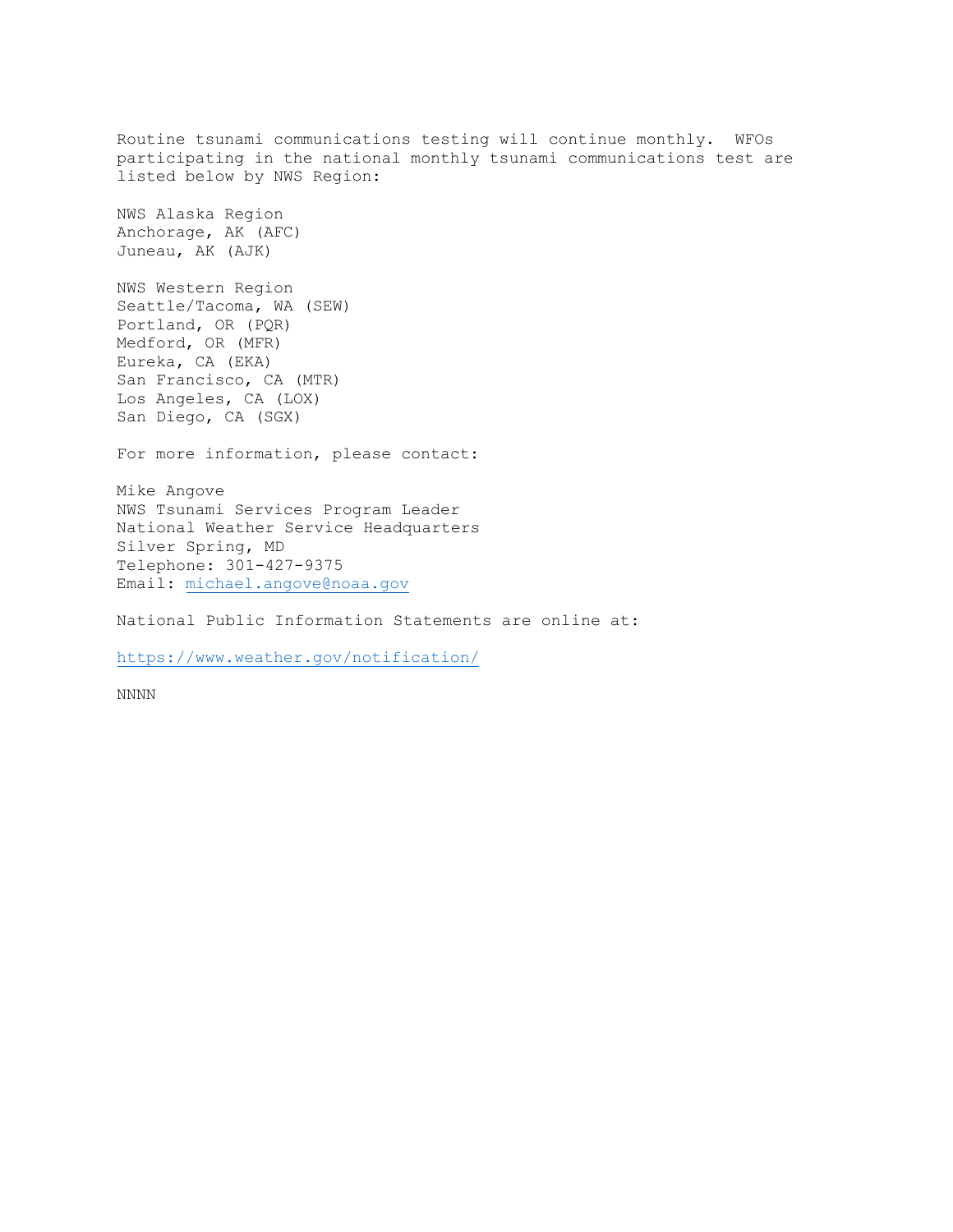Routine tsunami communications testing will continue monthly. WFOs participating in the national monthly tsunami communications test are listed below by NWS Region:

NWS Alaska Region
Anchorage, AK (AFC)
Juneau, AK (AJK)

NWS Western Region
Seattle/Tacoma, WA (SEW)
Portland, OR (PQR)
Medford, OR (MFR)
Eureka, CA (EKA)
San Francisco, CA (MTR)
Los Angeles, CA (LOX)
San Diego, CA (SGX)

For more information, please contact:

Mike Angove
NWS Tsunami Services Program Leader
National Weather Service Headquarters
Silver Spring, MD
Telephone: 301-427-9375
Email: michael.angove@noaa.gov

National Public Information Statements are online at:

https://www.weather.gov/notification/

NNNN